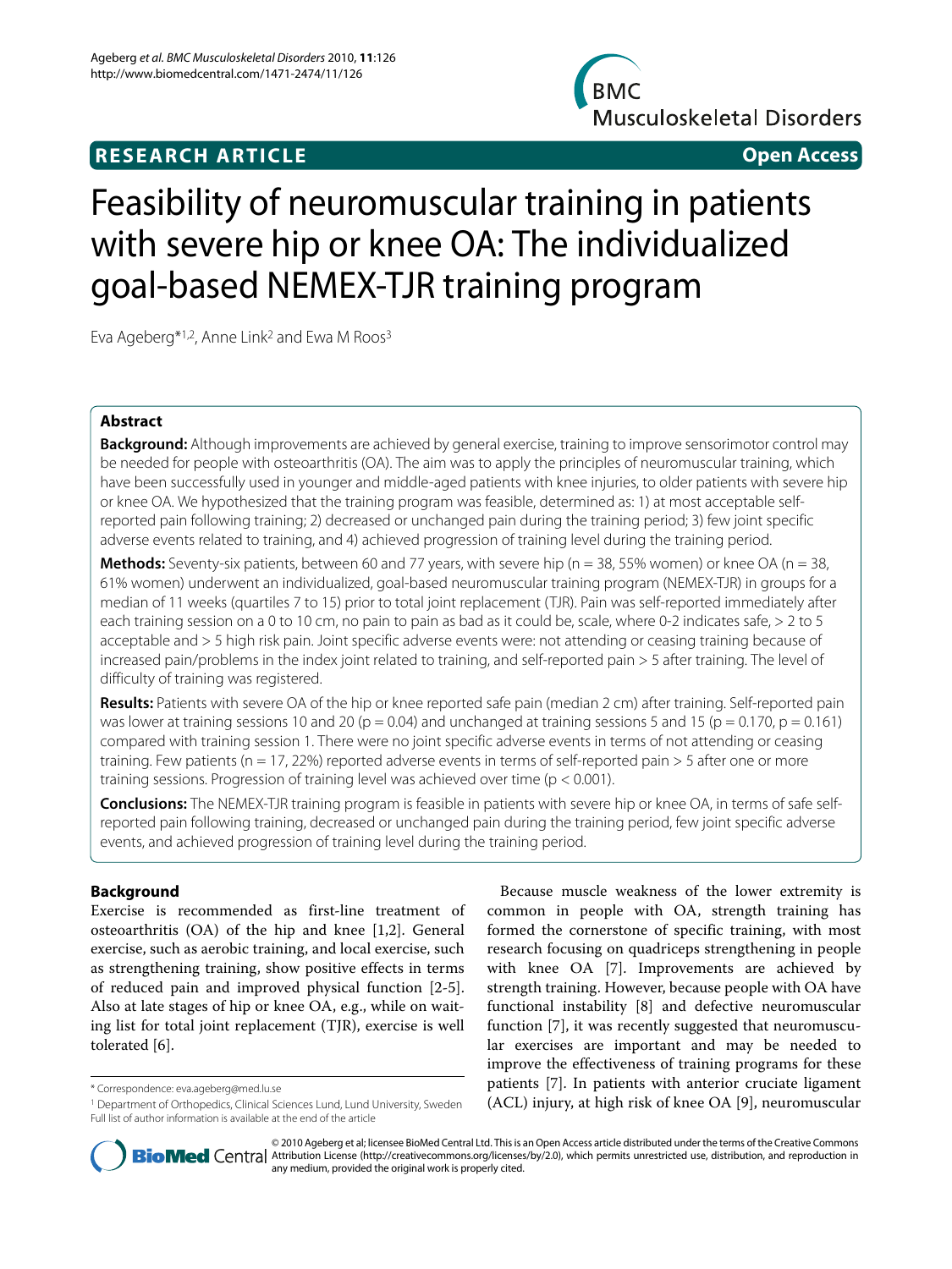**RESEARCH ARTICLE** **Open Access**

# Feasibility of neuromuscular training in patients with severe hip or knee OA: The individualized goal-based NEMEX-TJR training program

Eva Ageberg*[1,2], Anne Link[2] and Ewa M Roos[3]

## Abstract

**Background:** Although improvements are achieved by general exercise, training to improve sensorimotor control may be needed for people with osteoarthritis (OA). The aim was to apply the principles of neuromuscular training, which have been successfully used in younger and middle-aged patients with knee injuries, to older patients with severe hip or knee OA. We hypothesized that the training program was feasible, determined as: 1) at most acceptable self-reported pain following training; 2) decreased or unchanged pain during the training period; 3) few joint specific adverse events related to training, and 4) achieved progression of training level during the training period.

**Methods:** Seventy-six patients, between 60 and 77 years, with severe hip (n = 38, 55% women) or knee OA (n = 38, 61% women) underwent an individualized, goal-based neuromuscular training program (NEMEX-TJR) in groups for a median of 11 weeks (quartiles 7 to 15) prior to total joint replacement (TJR). Pain was self-reported immediately after each training session on a 0 to 10 cm, no pain to pain as bad as it could be, scale, where 0-2 indicates safe, > 2 to 5 acceptable and > 5 high risk pain. Joint specific adverse events were: not attending or ceasing training because of increased pain/problems in the index joint related to training, and self-reported pain > 5 after training. The level of difficulty of training was registered.

**Results:** Patients with severe OA of the hip or knee reported safe pain (median 2 cm) after training. Self-reported pain was lower at training sessions 10 and 20 ($p = 0.04$) and unchanged at training sessions 5 and 15 ($p = 0.170$, $p = 0.161$) compared with training session 1. There were no joint specific adverse events in terms of not attending or ceasing training. Few patients (n = 17, 22%) reported adverse events in terms of self-reported pain > 5 after one or more training sessions. Progression of training level was achieved over time ($p < 0.001$).

**Conclusions:** The NEMEX-TJR training program is feasible in patients with severe hip or knee OA, in terms of safe self-reported pain following training, decreased or unchanged pain during the training period, few joint specific adverse events, and achieved progression of training level during the training period.

## Background

Exercise is recommended as first-line treatment of osteoarthritis (OA) of the hip and knee [1,2]. General exercise, such as aerobic training, and local exercise, such as strengthening training, show positive effects in terms of reduced pain and improved physical function [2-5]. Also at late stages of hip or knee OA, e.g., while on waiting list for total joint replacement (TJR), exercise is well tolerated [6].

Because muscle weakness of the lower extremity is common in people with OA, strength training has formed the cornerstone of specific training, with most research focusing on quadriceps strengthening in people with knee OA [7]. Improvements are achieved by strength training. However, because people with OA have functional instability [8] and defective neuromuscular function [7], it was recently suggested that neuromuscular exercises are important and may be needed to improve the effectiveness of training programs for these patients [7]. In patients with anterior cruciate ligament (ACL) injury, at high risk of knee OA [9], neuromuscular

\* Correspondence: eva.ageberg@med.lu.se

[1] Department of Orthopedics, Clinical Sciences Lund, Lund University, Sweden

Full list of author information is available at the end of the article

© 2010 Ageberg et al; licensee BioMed Central Ltd. This is an Open Access article distributed under the terms of the Creative Commons Attribution License (http://creativecommons.org/licenses/by/2.0), which permits unrestricted use, distribution, and reproduction in any medium, provided the original work is properly cited.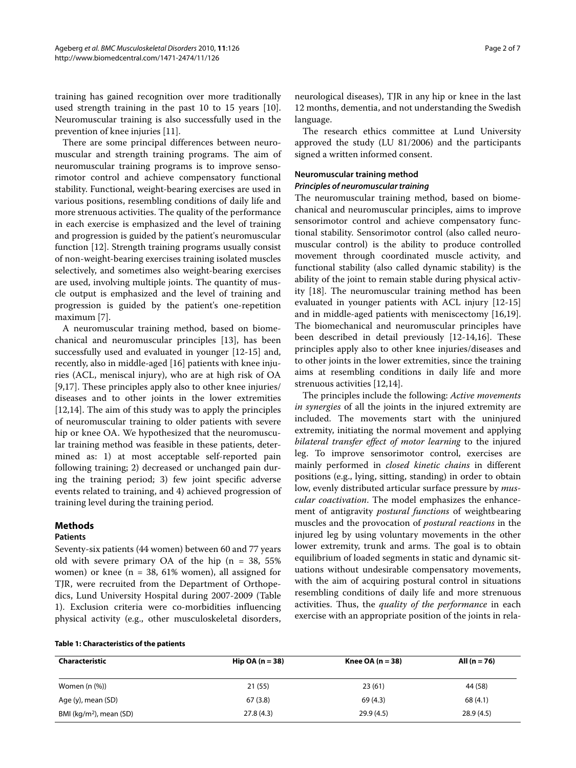training has gained recognition over more traditionally used strength training in the past 10 to 15 years [10]. Neuromuscular training is also successfully used in the prevention of knee injuries [11].

There are some principal differences between neuromuscular and strength training programs. The aim of neuromuscular training programs is to improve sensorimotor control and achieve compensatory functional stability. Functional, weight-bearing exercises are used in various positions, resembling conditions of daily life and more strenuous activities. The quality of the performance in each exercise is emphasized and the level of training and progression is guided by the patient's neuromuscular function [12]. Strength training programs usually consist of non-weight-bearing exercises training isolated muscles selectively, and sometimes also weight-bearing exercises are used, involving multiple joints. The quantity of muscle output is emphasized and the level of training and progression is guided by the patient's one-repetition maximum [7].

A neuromuscular training method, based on biomechanical and neuromuscular principles [13], has been successfully used and evaluated in younger [12-15] and, recently, also in middle-aged [16] patients with knee injuries (ACL, meniscal injury), who are at high risk of OA [9,17]. These principles apply also to other knee injuries/diseases and to other joints in the lower extremities [12,14]. The aim of this study was to apply the principles of neuromuscular training to older patients with severe hip or knee OA. We hypothesized that the neuromuscular training method was feasible in these patients, determined as: 1) at most acceptable self-reported pain following training; 2) decreased or unchanged pain during the training period; 3) few joint specific adverse events related to training, and 4) achieved progression of training level during the training period.

## Methods

### Patients

Seventy-six patients (44 women) between 60 and 77 years old with severe primary OA of the hip (n = 38, 55% women) or knee (n = 38, 61% women), all assigned for TJR, were recruited from the Department of Orthopedics, Lund University Hospital during 2007-2009 (Table 1). Exclusion criteria were co-morbidities influencing physical activity (e.g., other musculoskeletal disorders, neurological diseases), TJR in any hip or knee in the last 12 months, dementia, and not understanding the Swedish language.

The research ethics committee at Lund University approved the study (LU 81/2006) and the participants signed a written informed consent.

### Neuromuscular training method

#### *Principles of neuromuscular training*

The neuromuscular training method, based on biomechanical and neuromuscular principles, aims to improve sensorimotor control and achieve compensatory functional stability. Sensorimotor control (also called neuromuscular control) is the ability to produce controlled movement through coordinated muscle activity, and functional stability (also called dynamic stability) is the ability of the joint to remain stable during physical activity [18]. The neuromuscular training method has been evaluated in younger patients with ACL injury [12-15] and in middle-aged patients with meniscectomy [16,19]. The biomechanical and neuromuscular principles have been described in detail previously [12-14,16]. These principles apply also to other knee injuries/diseases and to other joints in the lower extremities, since the training aims at resembling conditions in daily life and more strenuous activities [12,14].

The principles include the following: *Active movements in synergies* of all the joints in the injured extremity are included. The movements start with the uninjured extremity, initiating the normal movement and applying *bilateral transfer effect of motor learning* to the injured leg. To improve sensorimotor control, exercises are mainly performed in *closed kinetic chains* in different positions (e.g., lying, sitting, standing) in order to obtain low, evenly distributed articular surface pressure by *muscular coactivation*. The model emphasizes the enhancement of antigravity *postural functions* of weightbearing muscles and the provocation of *postural reactions* in the injured leg by using voluntary movements in the other lower extremity, trunk and arms. The goal is to obtain equilibrium of loaded segments in static and dynamic situations without undesirable compensatory movements, with the aim of acquiring postural control in situations resembling conditions of daily life and more strenuous activities. Thus, the *quality of the performance* in each exercise with an appropriate position of the joints in rela-

**Table 1: Characteristics of the patients**

| Characteristic | Hip OA (n = 38) | Knee OA (n = 38) | All (n = 76) |
|---|---|---|---|
| Women (n (%)) | 21 (55) | 23 (61) | 44 (58) |
| Age (y), mean (SD) | 67 (3.8) | 69 (4.3) | 68 (4.1) |
| BMI (kg/m$^2$), mean (SD) | 27.8 (4.3) | 29.9 (4.5) | 28.9 (4.5) |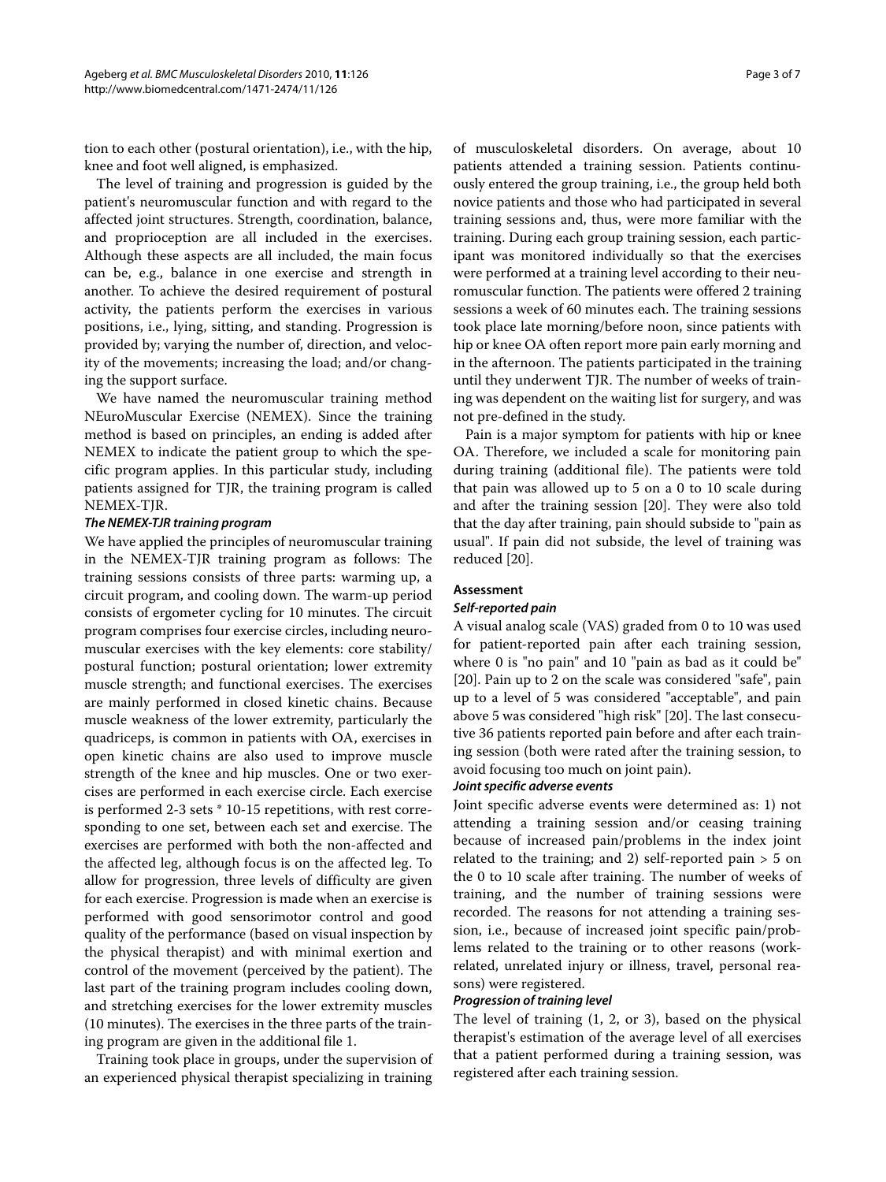tion to each other (postural orientation), i.e., with the hip, knee and foot well aligned, is emphasized.

The level of training and progression is guided by the patient's neuromuscular function and with regard to the affected joint structures. Strength, coordination, balance, and proprioception are all included in the exercises. Although these aspects are all included, the main focus can be, e.g., balance in one exercise and strength in another. To achieve the desired requirement of postural activity, the patients perform the exercises in various positions, i.e., lying, sitting, and standing. Progression is provided by; varying the number of, direction, and velocity of the movements; increasing the load; and/or changing the support surface.

We have named the neuromuscular training method NEuroMuscular EXercise (NEMEX). Since the training method is based on principles, an ending is added after NEMEX to indicate the patient group to which the specific program applies. In this particular study, including patients assigned for TJR, the training program is called NEMEX-TJR.

#### *The NEMEX-TJR training program*

We have applied the principles of neuromuscular training in the NEMEX-TJR training program as follows: The training sessions consists of three parts: warming up, a circuit program, and cooling down. The warm-up period consists of ergometer cycling for 10 minutes. The circuit program comprises four exercise circles, including neuromuscular exercises with the key elements: core stability/postural function; postural orientation; lower extremity muscle strength; and functional exercises. The exercises are mainly performed in closed kinetic chains. Because muscle weakness of the lower extremity, particularly the quadriceps, is common in patients with OA, exercises in open kinetic chains are also used to improve muscle strength of the knee and hip muscles. One or two exercises are performed in each exercise circle. Each exercise is performed 2-3 sets * 10-15 repetitions, with rest corresponding to one set, between each set and exercise. The exercises are performed with both the non-affected and the affected leg, although focus is on the affected leg. To allow for progression, three levels of difficulty are given for each exercise. Progression is made when an exercise is performed with good sensorimotor control and good quality of the performance (based on visual inspection by the physical therapist) and with minimal exertion and control of the movement (perceived by the patient). The last part of the training program includes cooling down, and stretching exercises for the lower extremity muscles (10 minutes). The exercises in the three parts of the training program are given in the additional file 1.

Training took place in groups, under the supervision of an experienced physical therapist specializing in training of musculoskeletal disorders. On average, about 10 patients attended a training session. Patients continuously entered the group training, i.e., the group held both novice patients and those who had participated in several training sessions and, thus, were more familiar with the training. During each group training session, each participant was monitored individually so that the exercises were performed at a training level according to their neuromuscular function. The patients were offered 2 training sessions a week of 60 minutes each. The training sessions took place late morning/before noon, since patients with hip or knee OA often report more pain early morning and in the afternoon. The patients participated in the training until they underwent TJR. The number of weeks of training was dependent on the waiting list for surgery, and was not pre-defined in the study.

Pain is a major symptom for patients with hip or knee OA. Therefore, we included a scale for monitoring pain during training (additional file). The patients were told that pain was allowed up to 5 on a 0 to 10 scale during and after the training session [20]. They were also told that the day after training, pain should subside to "pain as usual". If pain did not subside, the level of training was reduced [20].

### Assessment

#### *Self-reported pain*

A visual analog scale (VAS) graded from 0 to 10 was used for patient-reported pain after each training session, where 0 is "no pain" and 10 "pain as bad as it could be" [20]. Pain up to 2 on the scale was considered "safe", pain up to a level of 5 was considered "acceptable", and pain above 5 was considered "high risk" [20]. The last consecutive 36 patients reported pain before and after each training session (both were rated after the training session, to avoid focusing too much on joint pain).

#### *Joint specific adverse events*

Joint specific adverse events were determined as: 1) not attending a training session and/or ceasing training because of increased pain/problems in the index joint related to the training; and 2) self-reported pain > 5 on the 0 to 10 scale after training. The number of weeks of training, and the number of training sessions were recorded. The reasons for not attending a training session, i.e., because of increased joint specific pain/problems related to the training or to other reasons (work-related, unrelated injury or illness, travel, personal reasons) were registered.

#### *Progression of training level*

The level of training (1, 2, or 3), based on the physical therapist's estimation of the average level of all exercises that a patient performed during a training session, was registered after each training session.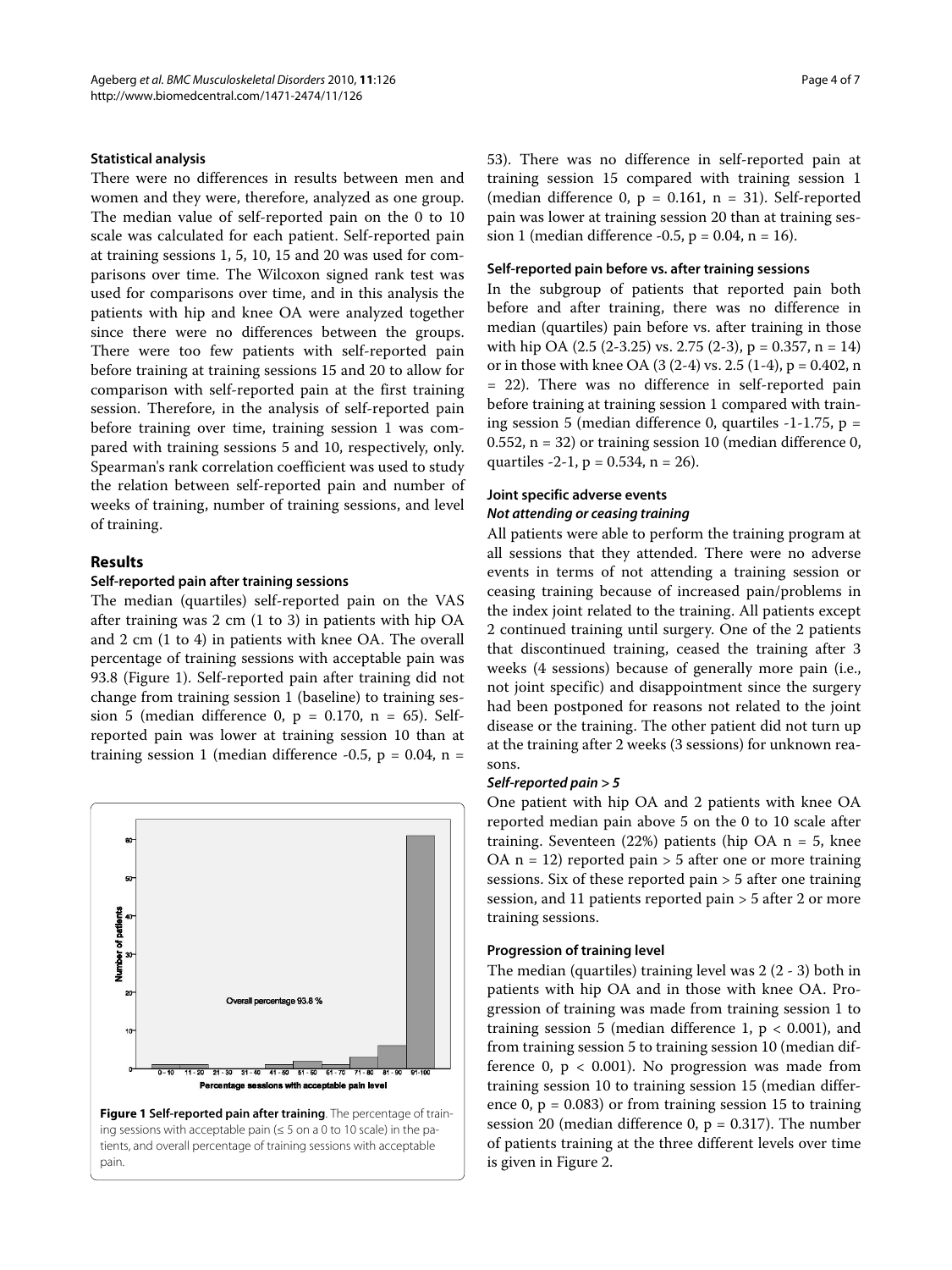#### Statistical analysis

There were no differences in results between men and women and they were, therefore, analyzed as one group. The median value of self-reported pain on the 0 to 10 scale was calculated for each patient. Self-reported pain at training sessions 1, 5, 10, 15 and 20 was used for comparisons over time. The Wilcoxon signed rank test was used for comparisons over time, and in this analysis the patients with hip and knee OA were analyzed together since there were no differences between the groups. There were too few patients with self-reported pain before training at training sessions 15 and 20 to allow for comparison with self-reported pain at the first training session. Therefore, in the analysis of self-reported pain before training over time, training session 1 was compared with training sessions 5 and 10, respectively, only. Spearman's rank correlation coefficient was used to study the relation between self-reported pain and number of weeks of training, number of training sessions, and level of training.

## Results

#### Self-reported pain after training sessions

The median (quartiles) self-reported pain on the VAS after training was 2 cm (1 to 3) in patients with hip OA and 2 cm (1 to 4) in patients with knee OA. The overall percentage of training sessions with acceptable pain was 93.8 (Figure 1). Self-reported pain after training did not change from training session 1 (baseline) to training session 5 (median difference 0, $p = 0.170$, $n = 65$). Self-reported pain was lower at training session 10 than at training session 1 (median difference -0.5, $p = 0.04$, $n = 53$). There was no difference in self-reported pain at training session 15 compared with training session 1 (median difference 0, $p = 0.161$, $n = 31$). Self-reported pain was lower at training session 20 than at training session 1 (median difference -0.5, $p = 0.04$, $n = 16$).

**Figure 1 Self-reported pain after training**. The percentage of training sessions with acceptable pain (≤ 5 on a 0 to 10 scale) in the patients, and overall percentage of training sessions with acceptable pain.

#### Self-reported pain before vs. after training sessions

In the subgroup of patients that reported pain both before and after training, there was no difference in median (quartiles) pain before vs. after training in those with hip OA (2.5 (2-3.25) vs. 2.75 (2-3), $p = 0.357$, $n = 14$) or in those with knee OA (3 (2-4) vs. 2.5 (1-4), $p = 0.402$, $n = 22$). There was no difference in self-reported pain before training at training session 1 compared with training session 5 (median difference 0, quartiles -1-1.75, $p = 0.552$, $n = 32$) or training session 10 (median difference 0, quartiles -2-1, $p = 0.534$, $n = 26$).

#### Joint specific adverse events

##### *Not attending or ceasing training*

All patients were able to perform the training program at all sessions that they attended. There were no adverse events in terms of not attending a training session or ceasing training because of increased pain/problems in the index joint related to the training. All patients except 2 continued training until surgery. One of the 2 patients that discontinued training, ceased the training after 3 weeks (4 sessions) because of generally more pain (i.e., not joint specific) and disappointment since the surgery had been postponed for reasons not related to the joint disease or the training. The other patient did not turn up at the training after 2 weeks (3 sessions) for unknown reasons.

##### *Self-reported pain > 5*

One patient with hip OA and 2 patients with knee OA reported median pain above 5 on the 0 to 10 scale after training. Seventeen (22%) patients (hip OA $n = 5$, knee OA $n = 12$) reported pain > 5 after one or more training sessions. Six of these reported pain > 5 after one training session, and 11 patients reported pain > 5 after 2 or more training sessions.

#### Progression of training level

The median (quartiles) training level was 2 (2 - 3) both in patients with hip OA and in those with knee OA. Progression of training was made from training session 1 to training session 5 (median difference 1, $p < 0.001$), and from training session 5 to training session 10 (median difference 0, $p < 0.001$). No progression was made from training session 10 to training session 15 (median difference 0, $p = 0.083$) or from training session 15 to training session 20 (median difference 0, $p = 0.317$). The number of patients training at the three different levels over time is given in Figure 2.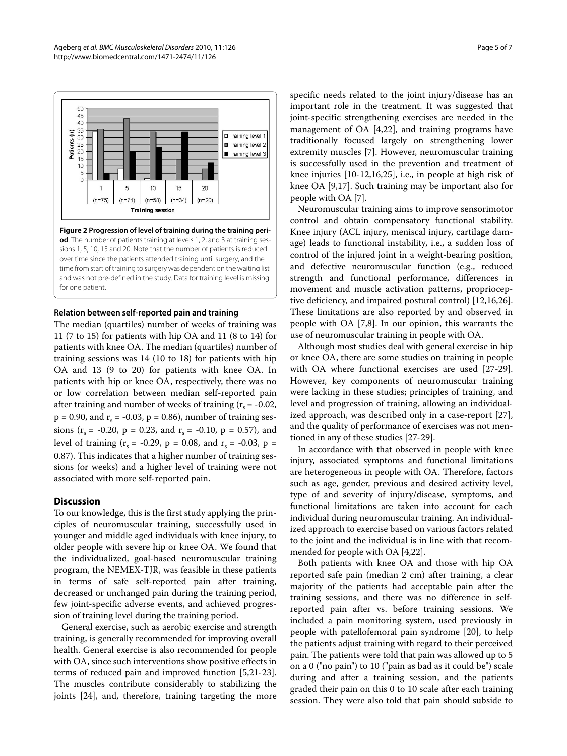**Figure 2 Progression of level of training during the training period**. The number of patients training at levels 1, 2, and 3 at training sessions 1, 5, 10, 15 and 20. Note that the number of patients is reduced over time since the patients attended training until surgery, and the time from start of training to surgery was dependent on the waiting list and was not pre-defined in the study. Data for training level is missing for one patient.

### Relation between self-reported pain and training

The median (quartiles) number of weeks of training was 11 (7 to 15) for patients with hip OA and 11 (8 to 14) for patients with knee OA. The median (quartiles) number of training sessions was 14 (10 to 18) for patients with hip OA and 13 (9 to 20) for patients with knee OA. In patients with hip or knee OA, respectively, there was no or low correlation between median self-reported pain after training and number of weeks of training ($r_s = -0.02$, $p = 0.90$, and $r_s = -0.03$, $p = 0.86$), number of training sessions ($r_s = -0.20$, $p = 0.23$, and $r_s = -0.10$, $p = 0.57$), and level of training ($r_s = -0.29$, $p = 0.08$, and $r_s = -0.03$, $p = 0.87$). This indicates that a higher number of training sessions (or weeks) and a higher level of training were not associated with more self-reported pain.

## Discussion

To our knowledge, this is the first study applying the principles of neuromuscular training, successfully used in younger and middle aged individuals with knee injury, to older people with severe hip or knee OA. We found that the individualized, goal-based neuromuscular training program, the NEMEX-TJR, was feasible in these patients in terms of safe self-reported pain after training, decreased or unchanged pain during the training period, few joint-specific adverse events, and achieved progression of training level during the training period.

General exercise, such as aerobic exercise and strength training, is generally recommended for improving overall health. General exercise is also recommended for people with OA, since such interventions show positive effects in terms of reduced pain and improved function [5,21-23]. The muscles contribute considerably to stabilizing the joints [24], and, therefore, training targeting the more specific needs related to the joint injury/disease has an important role in the treatment. It was suggested that joint-specific strengthening exercises are needed in the management of OA [4,22], and training programs have traditionally focused largely on strengthening lower extremity muscles [7]. However, neuromuscular training is successfully used in the prevention and treatment of knee injuries [10-12,16,25], i.e., in people at high risk of knee OA [9,17]. Such training may be important also for people with OA [7].

Neuromuscular training aims to improve sensorimotor control and obtain compensatory functional stability. Knee injury (ACL injury, meniscal injury, cartilage damage) leads to functional instability, i.e., a sudden loss of control of the injured joint in a weight-bearing position, and defective neuromuscular function (e.g., reduced strength and functional performance, differences in movement and muscle activation patterns, proprioceptive deficiency, and impaired postural control) [12,16,26]. These limitations are also reported by and observed in people with OA [7,8]. In our opinion, this warrants the use of neuromuscular training in people with OA.

Although most studies deal with general exercise in hip or knee OA, there are some studies on training in people with OA where functional exercises are used [27-29]. However, key components of neuromuscular training were lacking in these studies; principles of training, and level and progression of training, allowing an individualized approach, was described only in a case-report [27], and the quality of performance of exercises was not mentioned in any of these studies [27-29].

In accordance with that observed in people with knee injury, associated symptoms and functional limitations are heterogeneous in people with OA. Therefore, factors such as age, gender, previous and desired activity level, type of and severity of injury/disease, symptoms, and functional limitations are taken into account for each individual during neuromuscular training. An individualized approach to exercise based on various factors related to the joint and the individual is in line with that recommended for people with OA [4,22].

Both patients with knee OA and those with hip OA reported safe pain (median 2 cm) after training, a clear majority of the patients had acceptable pain after the training sessions, and there was no difference in self-reported pain after vs. before training sessions. We included a pain monitoring system, used previously in people with patellofemoral pain syndrome [20], to help the patients adjust training with regard to their perceived pain. The patients were told that pain was allowed up to 5 on a 0 ("no pain") to 10 ("pain as bad as it could be") scale during and after a training session, and the patients graded their pain on this 0 to 10 scale after each training session. They were also told that pain should subside to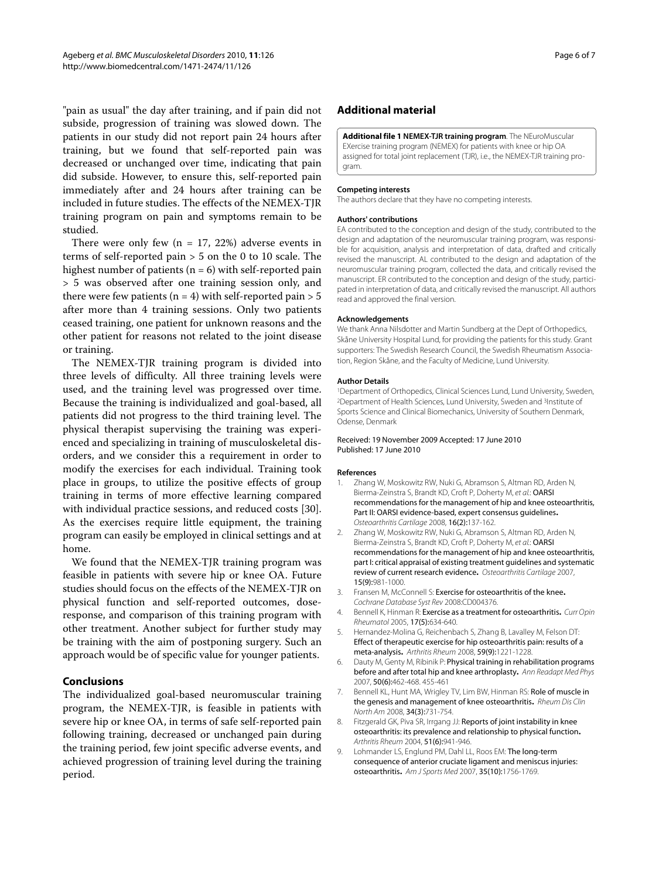"pain as usual" the day after training, and if pain did not subside, progression of training was slowed down. The patients in our study did not report pain 24 hours after training, but we found that self-reported pain was decreased or unchanged over time, indicating that pain did subside. However, to ensure this, self-reported pain immediately after and 24 hours after training can be included in future studies. The effects of the NEMEX-TJR training program on pain and symptoms remain to be studied.

There were only few (n = 17, 22%) adverse events in terms of self-reported pain > 5 on the 0 to 10 scale. The highest number of patients (n = 6) with self-reported pain > 5 was observed after one training session only, and there were few patients (n = 4) with self-reported pain > 5 after more than 4 training sessions. Only two patients ceased training, one patient for unknown reasons and the other patient for reasons not related to the joint disease or training.

The NEMEX-TJR training program is divided into three levels of difficulty. All three training levels were used, and the training level was progressed over time. Because the training is individualized and goal-based, all patients did not progress to the third training level. The physical therapist supervising the training was experienced and specializing in training of musculoskeletal disorders, and we consider this a requirement in order to modify the exercises for each individual. Training took place in groups, to utilize the positive effects of group training in terms of more effective learning compared with individual practice sessions, and reduced costs [30]. As the exercises require little equipment, the training program can easily be employed in clinical settings and at home.

We found that the NEMEX-TJR training program was feasible in patients with severe hip or knee OA. Future studies should focus on the effects of the NEMEX-TJR on physical function and self-reported outcomes, dose-response, and comparison of this training program with other treatment. Another subject for further study may be training with the aim of postponing surgery. Such an approach would be of specific value for younger patients.

## Conclusions

The individualized goal-based neuromuscular training program, the NEMEX-TJR, is feasible in patients with severe hip or knee OA, in terms of safe self-reported pain following training, decreased or unchanged pain during the training period, few joint specific adverse events, and achieved progression of training level during the training period.

## Additional material

**Additional file 1 NEMEX-TJR training program**. The NEuroMuscular EXercise training program (NEMEX) for patients with knee or hip OA assigned for total joint replacement (TJR), i.e., the NEMEX-TJR training program.

#### Competing interests

The authors declare that they have no competing interests.

#### Authors' contributions

EA contributed to the conception and design of the study, contributed to the design and adaptation of the neuromuscular training program, was responsible for acquisition, analysis and interpretation of data, drafted and critically revised the manuscript. AL contributed to the design and adaptation of the neuromuscular training program, collected the data, and critically revised the manuscript. ER contributed to the conception and design of the study, participated in interpretation of data, and critically revised the manuscript. All authors read and approved the final version.

#### Acknowledgements

We thank Anna Nilsdotter and Martin Sundberg at the Dept of Orthopedics, Skåne University Hospital Lund, for providing the patients for this study. Grant supporters: The Swedish Research Council, the Swedish Rheumatism Association, Region Skåne, and the Faculty of Medicine, Lund University.

#### Author Details

[1]Department of Orthopedics, Clinical Sciences Lund, Lund University, Sweden, [2]Department of Health Sciences, Lund University, Sweden and [3]Institute of Sports Science and Clinical Biomechanics, University of Southern Denmark, Odense, Denmark

Received: 19 November 2009 Accepted: 17 June 2010
Published: 17 June 2010

#### References

1. Zhang W, Moskowitz RW, Nuki G, Abramson S, Altman RD, Arden N, Bierma-Zeinstra S, Brandt KD, Croft P, Doherty M, *et al.*: **OARSI recommendations for the management of hip and knee osteoarthritis, Part II: OARSI evidence-based, expert consensus guidelines.** *Osteoarthritis Cartilage* 2008, **16(2)**:137-162.
2. Zhang W, Moskowitz RW, Nuki G, Abramson S, Altman RD, Arden N, Bierma-Zeinstra S, Brandt KD, Croft P, Doherty M, *et al.*: **OARSI recommendations for the management of hip and knee osteoarthritis, part I: critical appraisal of existing treatment guidelines and systematic review of current research evidence.** *Osteoarthritis Cartilage* 2007, **15(9)**:981-1000.
3. Fransen M, McConnell S: **Exercise for osteoarthritis of the knee.** *Cochrane Database Syst Rev* 2008:CD004376.
4. Bennell K, Hinman R: **Exercise as a treatment for osteoarthritis.** *Curr Opin Rheumatol* 2005, **17(5)**:634-640.
5. Hernandez-Molina G, Reichenbach S, Zhang B, Lavalley M, Felson DT: **Effect of therapeutic exercise for hip osteoarthritis pain: results of a meta-analysis.** *Arthritis Rheum* 2008, **59(9)**:1221-1228.
6. Dauty M, Genty M, Ribinik P: **Physical training in rehabilitation programs before and after total hip and knee arthroplasty.** *Ann Readapt Med Phys* 2007, **50(6)**:462-468. 455-461
7. Bennell KL, Hunt MA, Wrigley TV, Lim BW, Hinman RS: **Role of muscle in the genesis and management of knee osteoarthritis.** *Rheum Dis Clin North Am* 2008, **34(3)**:731-754.
8. Fitzgerald GK, Piva SR, Irrgang JJ: **Reports of joint instability in knee osteoarthritis: its prevalence and relationship to physical function.** *Arthritis Rheum* 2004, **51(6)**:941-946.
9. Lohmander LS, Englund PM, Dahl LL, Roos EM: **The long-term consequence of anterior cruciate ligament and meniscus injuries: osteoarthritis.** *Am J Sports Med* 2007, **35(10)**:1756-1769.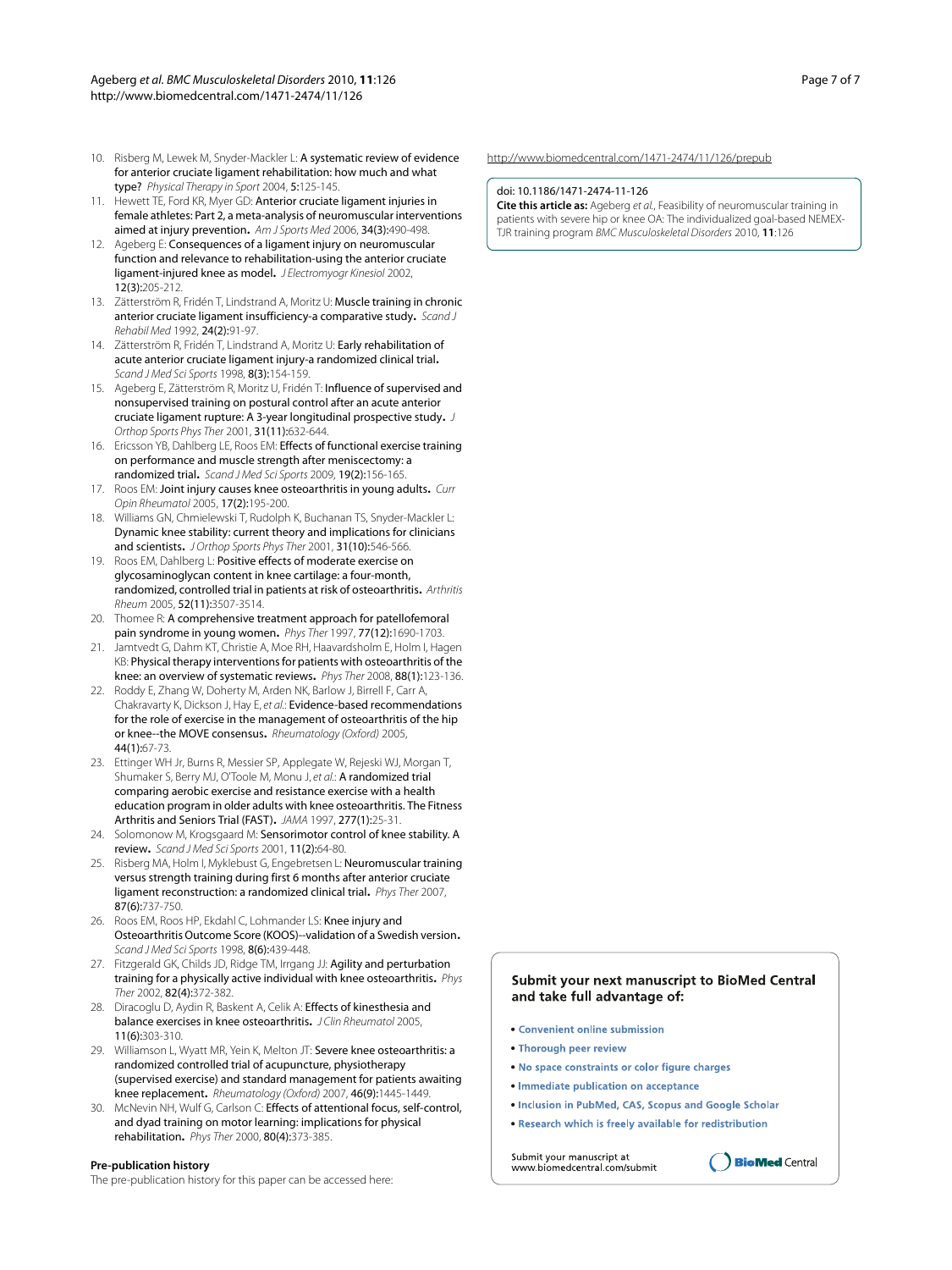10. Risberg M, Lewek M, Snyder-Mackler L: **A systematic review of evidence for anterior cruciate ligament rehabilitation: how much and what type?** *Physical Therapy in Sport* 2004, **5**:125-145.
11. Hewett TE, Ford KR, Myer GD: **Anterior cruciate ligament injuries in female athletes: Part 2, a meta-analysis of neuromuscular interventions aimed at injury prevention.** *Am J Sports Med* 2006, **34(3)**:490-498.
12. Ageberg E: **Consequences of a ligament injury on neuromuscular function and relevance to rehabilitation-using the anterior cruciate ligament-injured knee as model.** *J Electromyogr Kinesiol* 2002, **12(3)**:205-212.
13. Zätterström R, Fridén T, Lindstrand A, Moritz U: **Muscle training in chronic anterior cruciate ligament insufficiency-a comparative study.** *Scand J Rehabil Med* 1992, **24(2)**:91-97.
14. Zätterström R, Fridén T, Lindstrand A, Moritz U: **Early rehabilitation of acute anterior cruciate ligament injury-a randomized clinical trial.** *Scand J Med Sci Sports* 1998, **8(3)**:154-159.
15. Ageberg E, Zätterström R, Moritz U, Fridén T: **Influence of supervised and nonsupervised training on postural control after an acute anterior cruciate ligament rupture: A 3-year longitudinal prospective study.** *J Orthop Sports Phys Ther* 2001, **31(11)**:632-644.
16. Ericsson YB, Dahlberg LE, Roos EM: **Effects of functional exercise training on performance and muscle strength after meniscectomy: a randomized trial.** *Scand J Med Sci Sports* 2009, **19(2)**:156-165.
17. Roos EM: **Joint injury causes knee osteoarthritis in young adults.** *Curr Opin Rheumatol* 2005, **17(2)**:195-200.
18. Williams GN, Chmielewski T, Rudolph K, Buchanan TS, Snyder-Mackler L: **Dynamic knee stability: current theory and implications for clinicians and scientists.** *J Orthop Sports Phys Ther* 2001, **31(10)**:546-566.
19. Roos EM, Dahlberg L: **Positive effects of moderate exercise on glycosaminoglycan content in knee cartilage: a four-month, randomized, controlled trial in patients at risk of osteoarthritis.** *Arthritis Rheum* 2005, **52(11)**:3507-3514.
20. Thomee R: **A comprehensive treatment approach for patellofemoral pain syndrome in young women.** *Phys Ther* 1997, **77(12)**:1690-1703.
21. Jamtvedt G, Dahm KT, Christie A, Moe RH, Haavardsholm E, Holm I, Hagen KB: **Physical therapy interventions for patients with osteoarthritis of the knee: an overview of systematic reviews.** *Phys Ther* 2008, **88(1)**:123-136.
22. Roddy E, Zhang W, Doherty M, Arden NK, Barlow J, Birrell F, Carr A, Chakravarty K, Dickson J, Hay E, *et al.*: **Evidence-based recommendations for the role of exercise in the management of osteoarthritis of the hip or knee--the MOVE consensus.** *Rheumatology (Oxford)* 2005, **44(1)**:67-73.
23. Ettinger WH Jr, Burns R, Messier SP, Applegate W, Rejeski WJ, Morgan T, Shumaker S, Berry MJ, O'Toole M, Monu J, *et al.*: **A randomized trial comparing aerobic exercise and resistance exercise with a health education program in older adults with knee osteoarthritis. The Fitness Arthritis and Seniors Trial (FAST).** *JAMA* 1997, **277(1)**:25-31.
24. Solomonow M, Krogsgaard M: **Sensorimotor control of knee stability. A review.** *Scand J Med Sci Sports* 2001, **11(2)**:64-80.
25. Risberg MA, Holm I, Myklebust G, Engebretsen L: **Neuromuscular training versus strength training during first 6 months after anterior cruciate ligament reconstruction: a randomized clinical trial.** *Phys Ther* 2007, **87(6)**:737-750.
26. Roos EM, Roos HP, Ekdahl C, Lohmander LS: **Knee injury and Osteoarthritis Outcome Score (KOOS)--validation of a Swedish version.** *Scand J Med Sci Sports* 1998, **8(6)**:439-448.
27. Fitzgerald GK, Childs JD, Ridge TM, Irrgang JJ: **Agility and perturbation training for a physically active individual with knee osteoarthritis.** *Phys Ther* 2002, **82(4)**:372-382.
28. Diracoglu D, Aydin R, Baskent A, Celik A: **Effects of kinesthesia and balance exercises in knee osteoarthritis.** *J Clin Rheumatol* 2005, **11(6)**:303-310.
29. Williamson L, Wyatt MR, Yein K, Melton JT: **Severe knee osteoarthritis: a randomized controlled trial of acupuncture, physiotherapy (supervised exercise) and standard management for patients awaiting knee replacement.** *Rheumatology (Oxford)* 2007, **46(9)**:1445-1449.
30. McNevin NH, Wulf G, Carlson C: **Effects of attentional focus, self-control, and dyad training on motor learning: implications for physical rehabilitation.** *Phys Ther* 2000, **80(4)**:373-385.

### Pre-publication history

The pre-publication history for this paper can be accessed here:

http://www.biomedcentral.com/1471-2474/11/126/prepub

doi: 10.1186/1471-2474-11-126

**Cite this article as:** Ageberg *et al.*, Feasibility of neuromuscular training in patients with severe hip or knee OA: The individualized goal-based NEMEX-TJR training program *BMC Musculoskeletal Disorders* 2010, **11**:126

**Submit your next manuscript to BioMed Central and take full advantage of:**

- **Convenient online submission**
- **Thorough peer review**
- **No space constraints or color figure charges**
- **Immediate publication on acceptance**
- **Inclusion in PubMed, CAS, Scopus and Google Scholar**
- **Research which is freely available for redistribution**

Submit your manuscript at www.biomedcentral.com/submit

BioMed Central